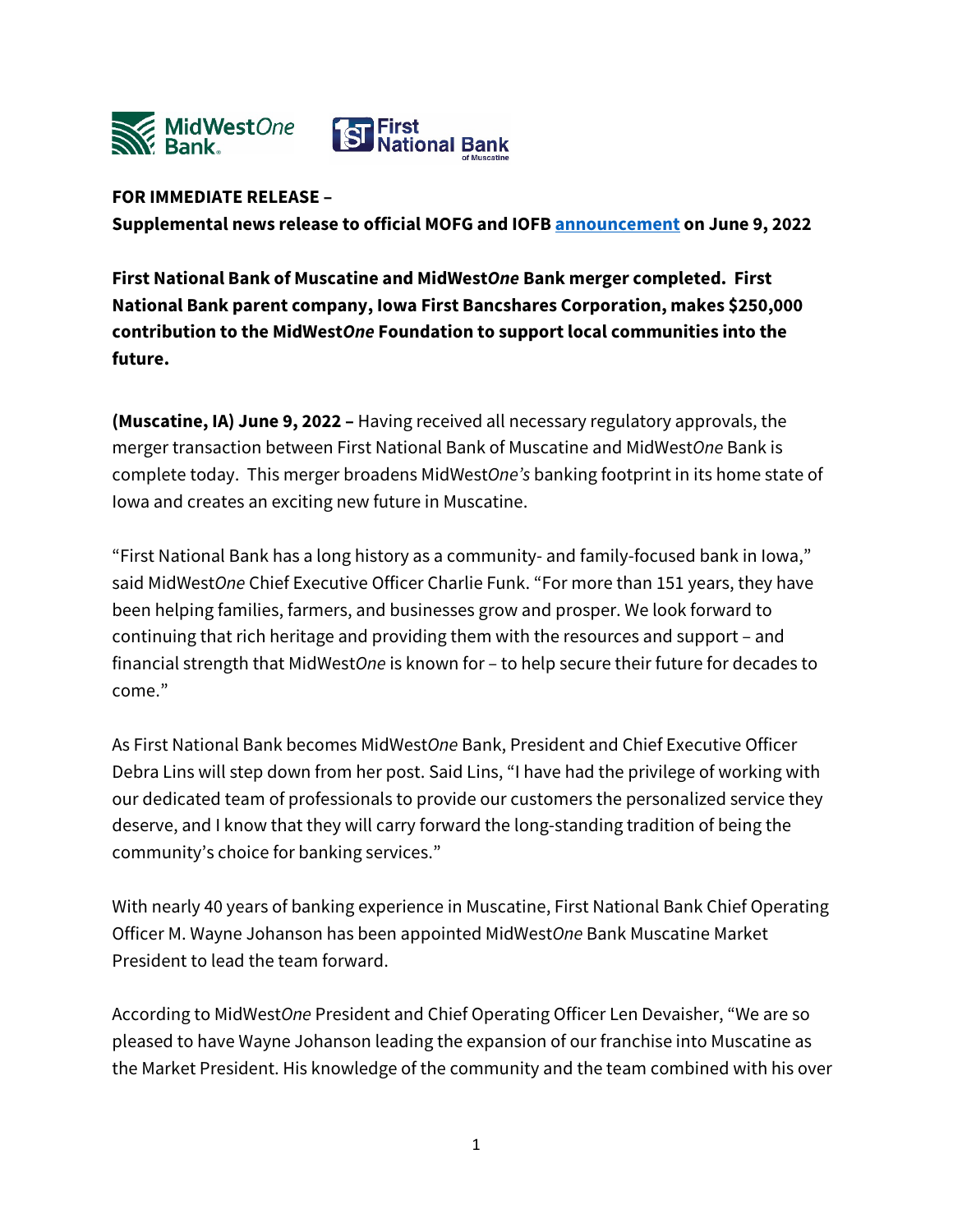**FOR IMMEDIATE RELEASE –**
**Supplemental news release to official MOFG and IOFB announcement on June 9, 2022**

**First National Bank of Muscatine and MidWest*One* Bank merger completed. First National Bank parent company, Iowa First Bancshares Corporation, makes $250,000 contribution to the MidWest*One* Foundation to support local communities into the future.**

**(Muscatine, IA) June 9, 2022 –** Having received all necessary regulatory approvals, the merger transaction between First National Bank of Muscatine and MidWest*One* Bank is complete today. This merger broadens MidWest*One's* banking footprint in its home state of Iowa and creates an exciting new future in Muscatine.

"First National Bank has a long history as a community- and family-focused bank in Iowa," said MidWest*One* Chief Executive Officer Charlie Funk. "For more than 151 years, they have been helping families, farmers, and businesses grow and prosper. We look forward to continuing that rich heritage and providing them with the resources and support – and financial strength that MidWest*One* is known for – to help secure their future for decades to come."

As First National Bank becomes MidWest*One* Bank, President and Chief Executive Officer Debra Lins will step down from her post. Said Lins, "I have had the privilege of working with our dedicated team of professionals to provide our customers the personalized service they deserve, and I know that they will carry forward the long-standing tradition of being the community's choice for banking services."

With nearly 40 years of banking experience in Muscatine, First National Bank Chief Operating Officer M. Wayne Johanson has been appointed MidWest*One* Bank Muscatine Market President to lead the team forward.

According to MidWest*One* President and Chief Operating Officer Len Devaisher, "We are so pleased to have Wayne Johanson leading the expansion of our franchise into Muscatine as the Market President. His knowledge of the community and the team combined with his over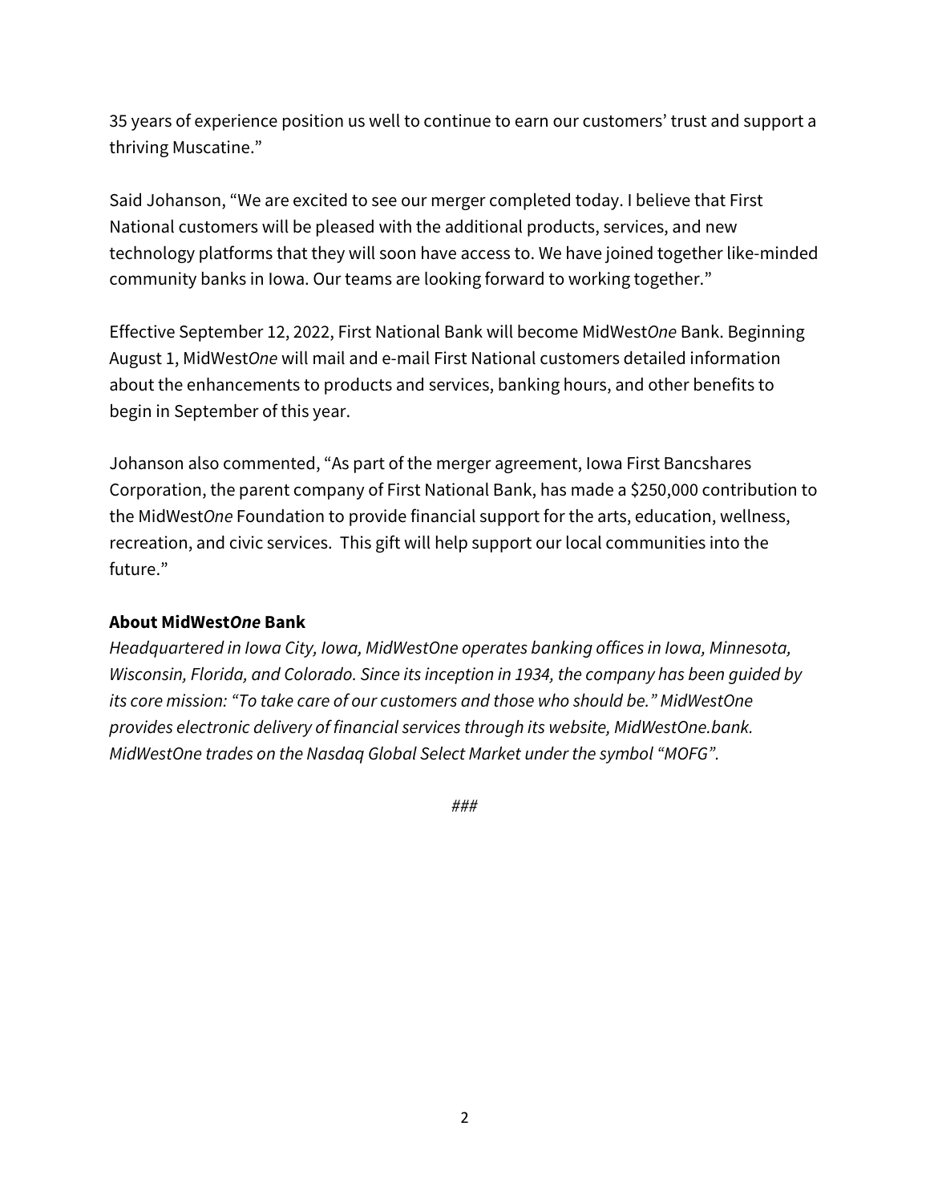35 years of experience position us well to continue to earn our customers' trust and support a thriving Muscatine."

Said Johanson, "We are excited to see our merger completed today. I believe that First National customers will be pleased with the additional products, services, and new technology platforms that they will soon have access to. We have joined together like-minded community banks in Iowa. Our teams are looking forward to working together."

Effective September 12, 2022, First National Bank will become MidWest*One* Bank. Beginning August 1, MidWest*One* will mail and e-mail First National customers detailed information about the enhancements to products and services, banking hours, and other benefits to begin in September of this year.

Johanson also commented, "As part of the merger agreement, Iowa First Bancshares Corporation, the parent company of First National Bank, has made a $250,000 contribution to the MidWest*One* Foundation to provide financial support for the arts, education, wellness, recreation, and civic services. This gift will help support our local communities into the future."

**About MidWest*One* Bank**

*Headquartered in Iowa City, Iowa, MidWestOne operates banking offices in Iowa, Minnesota, Wisconsin, Florida, and Colorado. Since its inception in 1934, the company has been guided by its core mission: "To take care of our customers and those who should be." MidWestOne provides electronic delivery of financial services through its website, MidWestOne.bank. MidWestOne trades on the Nasdaq Global Select Market under the symbol "MOFG".*

###